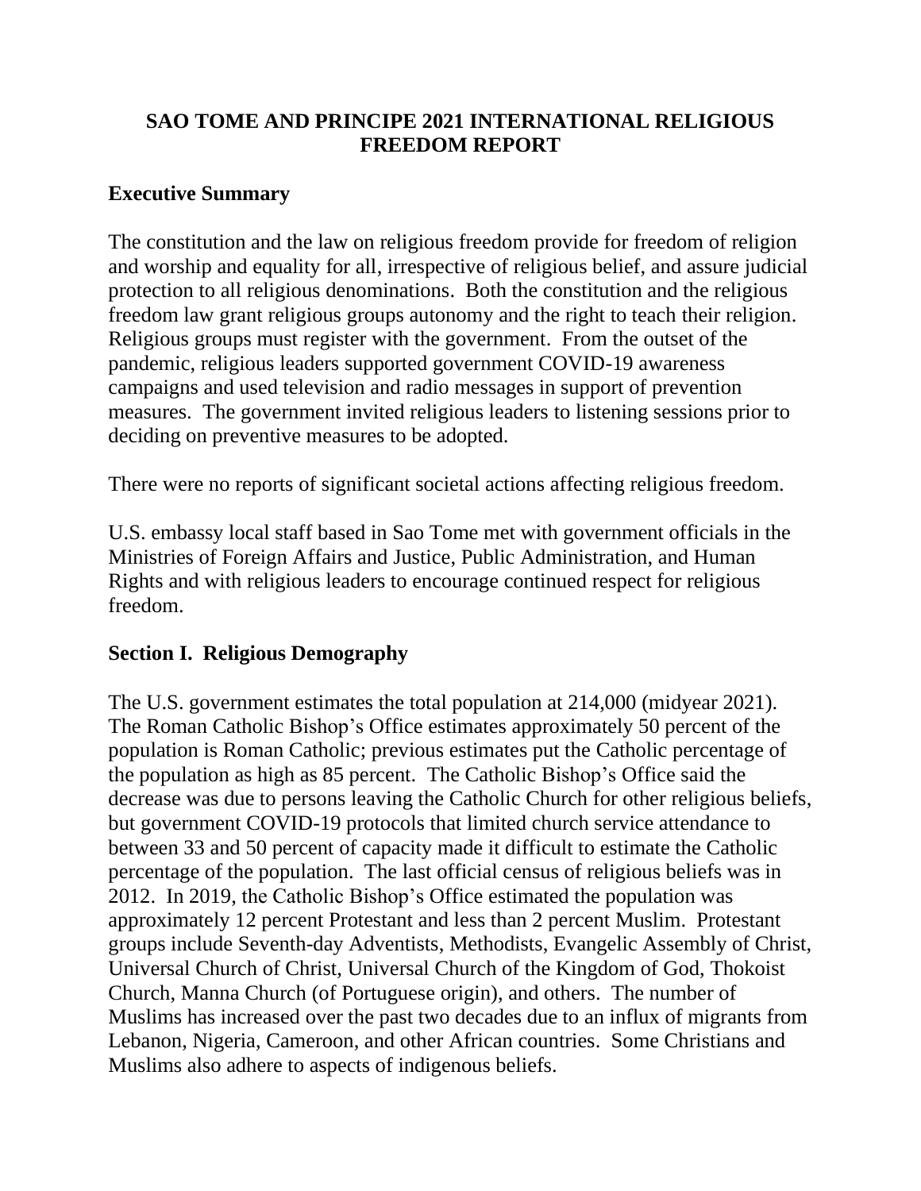# SAO TOME AND PRINCIPE 2021 INTERNATIONAL RELIGIOUS FREEDOM REPORT

## Executive Summary

The constitution and the law on religious freedom provide for freedom of religion and worship and equality for all, irrespective of religious belief, and assure judicial protection to all religious denominations. Both the constitution and the religious freedom law grant religious groups autonomy and the right to teach their religion. Religious groups must register with the government. From the outset of the pandemic, religious leaders supported government COVID-19 awareness campaigns and used television and radio messages in support of prevention measures. The government invited religious leaders to listening sessions prior to deciding on preventive measures to be adopted.

There were no reports of significant societal actions affecting religious freedom.

U.S. embassy local staff based in Sao Tome met with government officials in the Ministries of Foreign Affairs and Justice, Public Administration, and Human Rights and with religious leaders to encourage continued respect for religious freedom.

## Section I. Religious Demography

The U.S. government estimates the total population at 214,000 (midyear 2021). The Roman Catholic Bishop's Office estimates approximately 50 percent of the population is Roman Catholic; previous estimates put the Catholic percentage of the population as high as 85 percent. The Catholic Bishop's Office said the decrease was due to persons leaving the Catholic Church for other religious beliefs, but government COVID-19 protocols that limited church service attendance to between 33 and 50 percent of capacity made it difficult to estimate the Catholic percentage of the population. The last official census of religious beliefs was in 2012. In 2019, the Catholic Bishop's Office estimated the population was approximately 12 percent Protestant and less than 2 percent Muslim. Protestant groups include Seventh-day Adventists, Methodists, Evangelic Assembly of Christ, Universal Church of Christ, Universal Church of the Kingdom of God, Thokoist Church, Manna Church (of Portuguese origin), and others. The number of Muslims has increased over the past two decades due to an influx of migrants from Lebanon, Nigeria, Cameroon, and other African countries. Some Christians and Muslims also adhere to aspects of indigenous beliefs.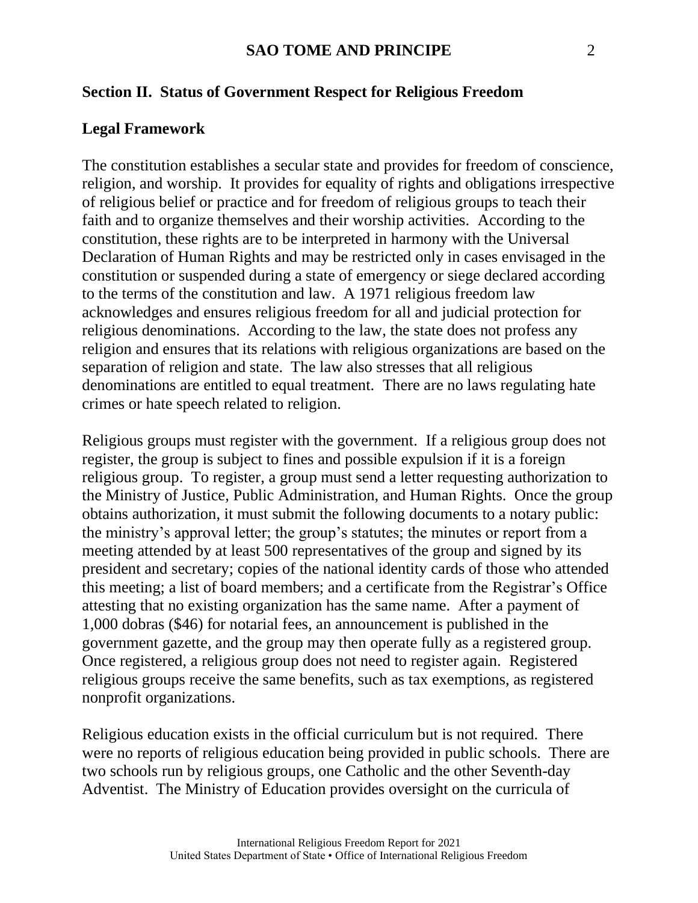## Section II. Status of Government Respect for Religious Freedom

### Legal Framework

The constitution establishes a secular state and provides for freedom of conscience, religion, and worship. It provides for equality of rights and obligations irrespective of religious belief or practice and for freedom of religious groups to teach their faith and to organize themselves and their worship activities. According to the constitution, these rights are to be interpreted in harmony with the Universal Declaration of Human Rights and may be restricted only in cases envisaged in the constitution or suspended during a state of emergency or siege declared according to the terms of the constitution and law. A 1971 religious freedom law acknowledges and ensures religious freedom for all and judicial protection for religious denominations. According to the law, the state does not profess any religion and ensures that its relations with religious organizations are based on the separation of religion and state. The law also stresses that all religious denominations are entitled to equal treatment. There are no laws regulating hate crimes or hate speech related to religion.

Religious groups must register with the government. If a religious group does not register, the group is subject to fines and possible expulsion if it is a foreign religious group. To register, a group must send a letter requesting authorization to the Ministry of Justice, Public Administration, and Human Rights. Once the group obtains authorization, it must submit the following documents to a notary public: the ministry's approval letter; the group's statutes; the minutes or report from a meeting attended by at least 500 representatives of the group and signed by its president and secretary; copies of the national identity cards of those who attended this meeting; a list of board members; and a certificate from the Registrar's Office attesting that no existing organization has the same name. After a payment of 1,000 dobras ($46) for notarial fees, an announcement is published in the government gazette, and the group may then operate fully as a registered group. Once registered, a religious group does not need to register again. Registered religious groups receive the same benefits, such as tax exemptions, as registered nonprofit organizations.

Religious education exists in the official curriculum but is not required. There were no reports of religious education being provided in public schools. There are two schools run by religious groups, one Catholic and the other Seventh-day Adventist. The Ministry of Education provides oversight on the curricula of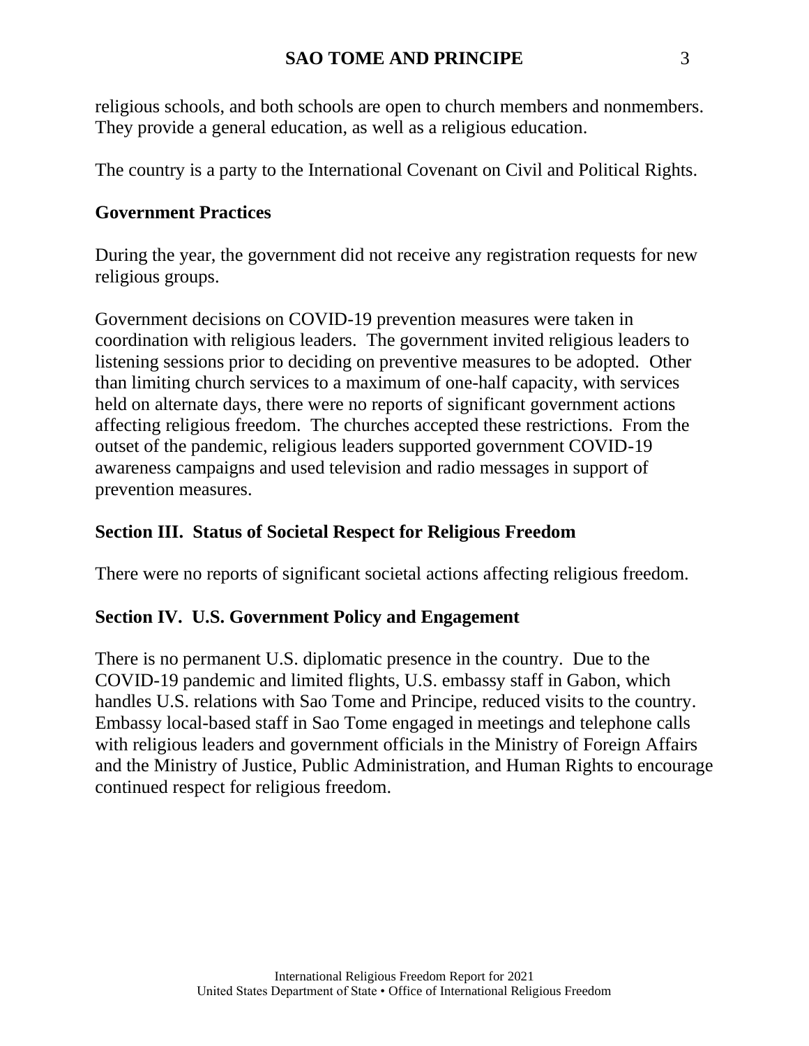religious schools, and both schools are open to church members and nonmembers. They provide a general education, as well as a religious education.

The country is a party to the International Covenant on Civil and Political Rights.

## Government Practices

During the year, the government did not receive any registration requests for new religious groups.

Government decisions on COVID-19 prevention measures were taken in coordination with religious leaders. The government invited religious leaders to listening sessions prior to deciding on preventive measures to be adopted. Other than limiting church services to a maximum of one-half capacity, with services held on alternate days, there were no reports of significant government actions affecting religious freedom. The churches accepted these restrictions. From the outset of the pandemic, religious leaders supported government COVID-19 awareness campaigns and used television and radio messages in support of prevention measures.

## Section III. Status of Societal Respect for Religious Freedom

There were no reports of significant societal actions affecting religious freedom.

## Section IV. U.S. Government Policy and Engagement

There is no permanent U.S. diplomatic presence in the country. Due to the COVID-19 pandemic and limited flights, U.S. embassy staff in Gabon, which handles U.S. relations with Sao Tome and Principe, reduced visits to the country. Embassy local-based staff in Sao Tome engaged in meetings and telephone calls with religious leaders and government officials in the Ministry of Foreign Affairs and the Ministry of Justice, Public Administration, and Human Rights to encourage continued respect for religious freedom.